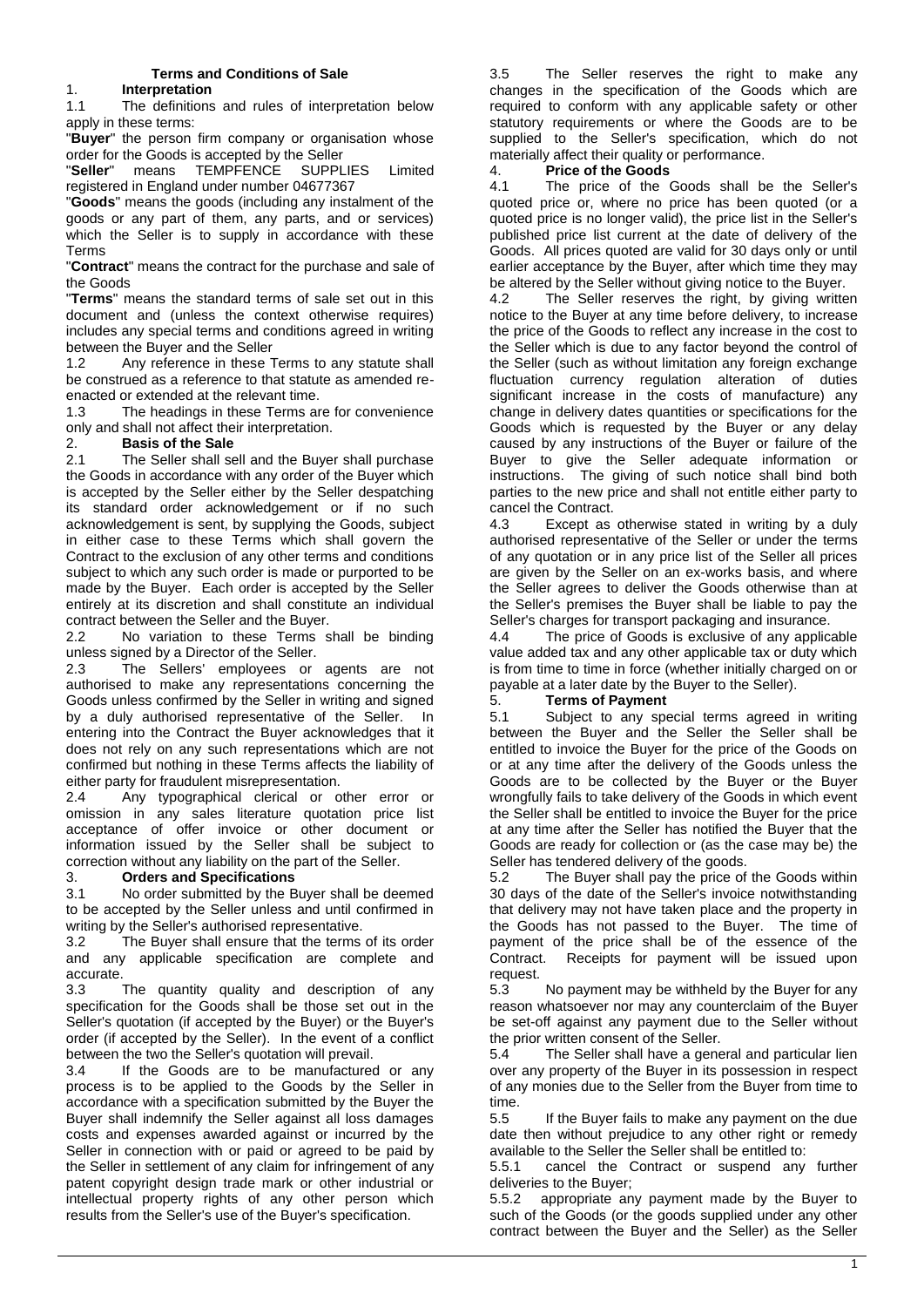# Terms and Conditions of Sale

## 1. Interpretation

1.1 The definitions and rules of interpretation below apply in these terms:

"**Buyer**" the person firm company or organisation whose order for the Goods is accepted by the Seller

"**Seller**" means TEMPFENCE SUPPLIES Limited registered in England under number 04677367

"**Goods**" means the goods (including any instalment of the goods or any part of them, any parts, and or services) which the Seller is to supply in accordance with these Terms

"**Contract**" means the contract for the purchase and sale of the Goods

"**Terms**" means the standard terms of sale set out in this document and (unless the context otherwise requires) includes any special terms and conditions agreed in writing between the Buyer and the Seller

1.2 Any reference in these Terms to any statute shall be construed as a reference to that statute as amended re-enacted or extended at the relevant time.

1.3 The headings in these Terms are for convenience only and shall not affect their interpretation.

## 2. Basis of the Sale

2.1 The Seller shall sell and the Buyer shall purchase the Goods in accordance with any order of the Buyer which is accepted by the Seller either by the Seller despatching its standard order acknowledgement or if no such acknowledgement is sent, by supplying the Goods, subject in either case to these Terms which shall govern the Contract to the exclusion of any other terms and conditions subject to which any such order is made or purported to be made by the Buyer. Each order is accepted by the Seller entirely at its discretion and shall constitute an individual contract between the Seller and the Buyer.

2.2 No variation to these Terms shall be binding unless signed by a Director of the Seller.

2.3 The Sellers' employees or agents are not authorised to make any representations concerning the Goods unless confirmed by the Seller in writing and signed by a duly authorised representative of the Seller. In entering into the Contract the Buyer acknowledges that it does not rely on any such representations which are not confirmed but nothing in these Terms affects the liability of either party for fraudulent misrepresentation.

2.4 Any typographical clerical or other error or omission in any sales literature quotation price list acceptance of offer invoice or other document or information issued by the Seller shall be subject to correction without any liability on the part of the Seller.

## 3. Orders and Specifications

3.1 No order submitted by the Buyer shall be deemed to be accepted by the Seller unless and until confirmed in writing by the Seller's authorised representative.

3.2 The Buyer shall ensure that the terms of its order and any applicable specification are complete and accurate.

3.3 The quantity quality and description of any specification for the Goods shall be those set out in the Seller's quotation (if accepted by the Buyer) or the Buyer's order (if accepted by the Seller). In the event of a conflict between the two the Seller's quotation will prevail.

3.4 If the Goods are to be manufactured or any process is to be applied to the Goods by the Seller in accordance with a specification submitted by the Buyer the Buyer shall indemnify the Seller against all loss damages costs and expenses awarded against or incurred by the Seller in connection with or paid or agreed to be paid by the Seller in settlement of any claim for infringement of any patent copyright design trade mark or other industrial or intellectual property rights of any other person which results from the Seller's use of the Buyer's specification.

3.5 The Seller reserves the right to make any changes in the specification of the Goods which are required to conform with any applicable safety or other statutory requirements or where the Goods are to be supplied to the Seller's specification, which do not materially affect their quality or performance.

## 4. Price of the Goods

4.1 The price of the Goods shall be the Seller's quoted price or, where no price has been quoted (or a quoted price is no longer valid), the price list in the Seller's published price list current at the date of delivery of the Goods. All prices quoted are valid for 30 days only or until earlier acceptance by the Buyer, after which time they may be altered by the Seller without giving notice to the Buyer.

4.2 The Seller reserves the right, by giving written notice to the Buyer at any time before delivery, to increase the price of the Goods to reflect any increase in the cost to the Seller which is due to any factor beyond the control of the Seller (such as without limitation any foreign exchange fluctuation currency regulation alteration of duties significant increase in the costs of manufacture) any change in delivery dates quantities or specifications for the Goods which is requested by the Buyer or any delay caused by any instructions of the Buyer or failure of the Buyer to give the Seller adequate information or instructions. The giving of such notice shall bind both parties to the new price and shall not entitle either party to cancel the Contract.

4.3 Except as otherwise stated in writing by a duly authorised representative of the Seller or under the terms of any quotation or in any price list of the Seller all prices are given by the Seller on an ex-works basis, and where the Seller agrees to deliver the Goods otherwise than at the Seller's premises the Buyer shall be liable to pay the Seller's charges for transport packaging and insurance.

4.4 The price of Goods is exclusive of any applicable value added tax and any other applicable tax or duty which is from time to time in force (whether initially charged on or payable at a later date by the Buyer to the Seller).

## 5. Terms of Payment

5.1 Subject to any special terms agreed in writing between the Buyer and the Seller the Seller shall be entitled to invoice the Buyer for the price of the Goods on or at any time after the delivery of the Goods unless the Goods are to be collected by the Buyer or the Buyer wrongfully fails to take delivery of the Goods in which event the Seller shall be entitled to invoice the Buyer for the price at any time after the Seller has notified the Buyer that the Goods are ready for collection or (as the case may be) the Seller has tendered delivery of the goods.

5.2 The Buyer shall pay the price of the Goods within 30 days of the date of the Seller's invoice notwithstanding that delivery may not have taken place and the property in the Goods has not passed to the Buyer. The time of payment of the price shall be of the essence of the Contract. Receipts for payment will be issued upon request.

5.3 No payment may be withheld by the Buyer for any reason whatsoever nor may any counterclaim of the Buyer be set-off against any payment due to the Seller without the prior written consent of the Seller.

5.4 The Seller shall have a general and particular lien over any property of the Buyer in its possession in respect of any monies due to the Seller from the Buyer from time to time.

5.5 If the Buyer fails to make any payment on the due date then without prejudice to any other right or remedy available to the Seller the Seller shall be entitled to:

5.5.1 cancel the Contract or suspend any further deliveries to the Buyer;

5.5.2 appropriate any payment made by the Buyer to such of the Goods (or the goods supplied under any other contract between the Buyer and the Seller) as the Seller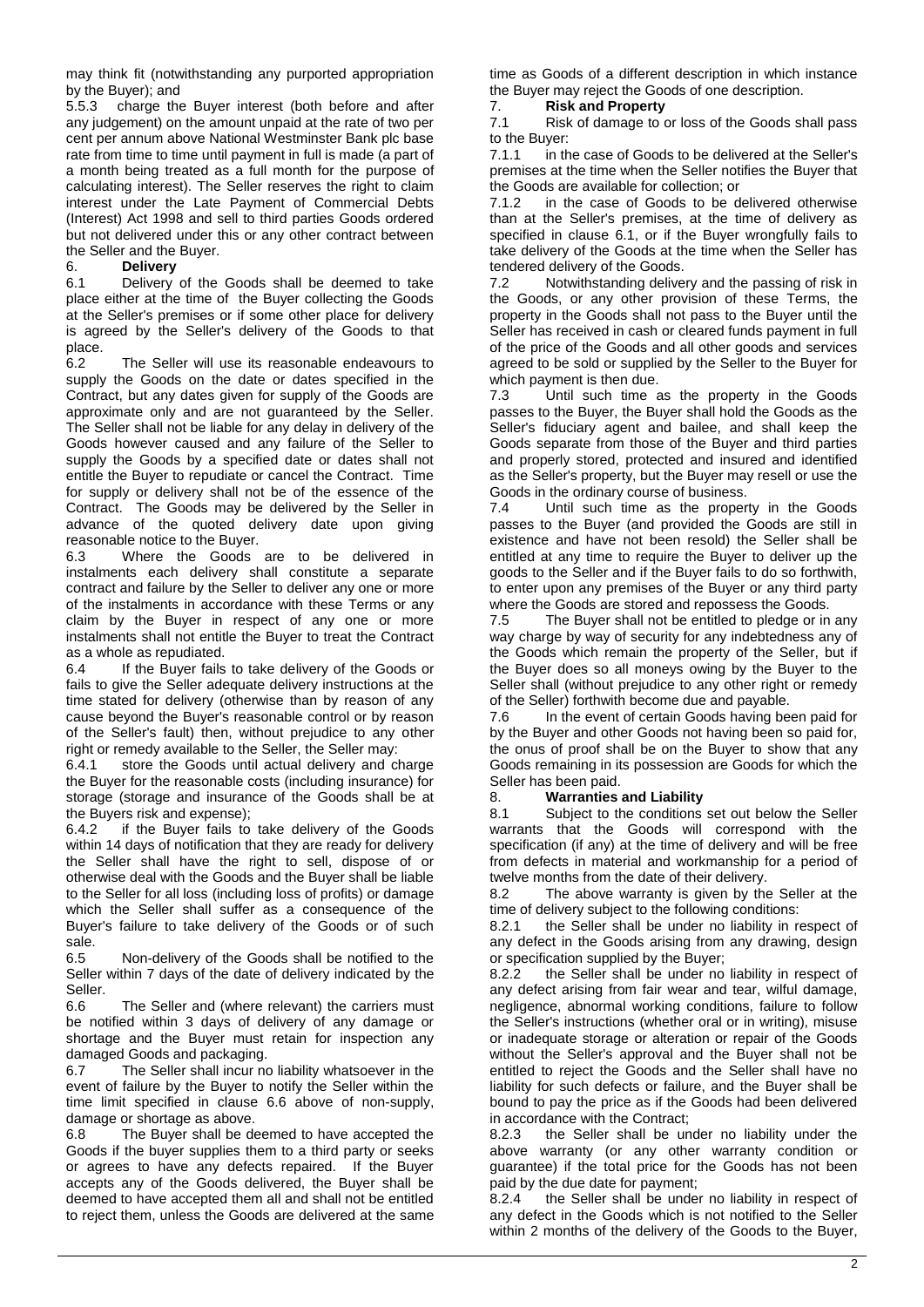may think fit (notwithstanding any purported appropriation by the Buyer); and

5.5.3 charge the Buyer interest (both before and after any judgement) on the amount unpaid at the rate of two per cent per annum above National Westminster Bank plc base rate from time to time until payment in full is made (a part of a month being treated as a full month for the purpose of calculating interest). The Seller reserves the right to claim interest under the Late Payment of Commercial Debts (Interest) Act 1998 and sell to third parties Goods ordered but not delivered under this or any other contract between the Seller and the Buyer.

## 6. Delivery

6.1 Delivery of the Goods shall be deemed to take place either at the time of the Buyer collecting the Goods at the Seller's premises or if some other place for delivery is agreed by the Seller's delivery of the Goods to that place.

6.2 The Seller will use its reasonable endeavours to supply the Goods on the date or dates specified in the Contract, but any dates given for supply of the Goods are approximate only and are not guaranteed by the Seller. The Seller shall not be liable for any delay in delivery of the Goods however caused and any failure of the Seller to supply the Goods by a specified date or dates shall not entitle the Buyer to repudiate or cancel the Contract. Time for supply or delivery shall not be of the essence of the Contract. The Goods may be delivered by the Seller in advance of the quoted delivery date upon giving reasonable notice to the Buyer.

6.3 Where the Goods are to be delivered in instalments each delivery shall constitute a separate contract and failure by the Seller to deliver any one or more of the instalments in accordance with these Terms or any claim by the Buyer in respect of any one or more instalments shall not entitle the Buyer to treat the Contract as a whole as repudiated.

6.4 If the Buyer fails to take delivery of the Goods or fails to give the Seller adequate delivery instructions at the time stated for delivery (otherwise than by reason of any cause beyond the Buyer's reasonable control or by reason of the Seller's fault) then, without prejudice to any other right or remedy available to the Seller, the Seller may:

6.4.1 store the Goods until actual delivery and charge the Buyer for the reasonable costs (including insurance) for storage (storage and insurance of the Goods shall be at the Buyers risk and expense);

6.4.2 if the Buyer fails to take delivery of the Goods within 14 days of notification that they are ready for delivery the Seller shall have the right to sell, dispose of or otherwise deal with the Goods and the Buyer shall be liable to the Seller for all loss (including loss of profits) or damage which the Seller shall suffer as a consequence of the Buyer's failure to take delivery of the Goods or of such sale.

6.5 Non-delivery of the Goods shall be notified to the Seller within 7 days of the date of delivery indicated by the Seller.

6.6 The Seller and (where relevant) the carriers must be notified within 3 days of delivery of any damage or shortage and the Buyer must retain for inspection any damaged Goods and packaging.

6.7 The Seller shall incur no liability whatsoever in the event of failure by the Buyer to notify the Seller within the time limit specified in clause 6.6 above of non-supply, damage or shortage as above.

6.8 The Buyer shall be deemed to have accepted the Goods if the buyer supplies them to a third party or seeks or agrees to have any defects repaired. If the Buyer accepts any of the Goods delivered, the Buyer shall be deemed to have accepted them all and shall not be entitled to reject them, unless the Goods are delivered at the same time as Goods of a different description in which instance the Buyer may reject the Goods of one description.

## 7. Risk and Property

7.1 Risk of damage to or loss of the Goods shall pass to the Buyer:

7.1.1 in the case of Goods to be delivered at the Seller's premises at the time when the Seller notifies the Buyer that the Goods are available for collection; or

7.1.2 in the case of Goods to be delivered otherwise than at the Seller's premises, at the time of delivery as specified in clause 6.1, or if the Buyer wrongfully fails to take delivery of the Goods at the time when the Seller has tendered delivery of the Goods.

7.2 Notwithstanding delivery and the passing of risk in the Goods, or any other provision of these Terms, the property in the Goods shall not pass to the Buyer until the Seller has received in cash or cleared funds payment in full of the price of the Goods and all other goods and services agreed to be sold or supplied by the Seller to the Buyer for which payment is then due.

7.3 Until such time as the property in the Goods passes to the Buyer, the Buyer shall hold the Goods as the Seller's fiduciary agent and bailee, and shall keep the Goods separate from those of the Buyer and third parties and properly stored, protected and insured and identified as the Seller's property, but the Buyer may resell or use the Goods in the ordinary course of business.

7.4 Until such time as the property in the Goods passes to the Buyer (and provided the Goods are still in existence and have not been resold) the Seller shall be entitled at any time to require the Buyer to deliver up the goods to the Seller and if the Buyer fails to do so forthwith, to enter upon any premises of the Buyer or any third party where the Goods are stored and repossess the Goods.

7.5 The Buyer shall not be entitled to pledge or in any way charge by way of security for any indebtedness any of the Goods which remain the property of the Seller, but if the Buyer does so all moneys owing by the Buyer to the Seller shall (without prejudice to any other right or remedy of the Seller) forthwith become due and payable.

7.6 In the event of certain Goods having been paid for by the Buyer and other Goods not having been so paid for, the onus of proof shall be on the Buyer to show that any Goods remaining in its possession are Goods for which the Seller has been paid.

## 8. Warranties and Liability

8.1 Subject to the conditions set out below the Seller warrants that the Goods will correspond with the specification (if any) at the time of delivery and will be free from defects in material and workmanship for a period of twelve months from the date of their delivery.

8.2 The above warranty is given by the Seller at the time of delivery subject to the following conditions:

8.2.1 the Seller shall be under no liability in respect of any defect in the Goods arising from any drawing, design or specification supplied by the Buyer;

8.2.2 the Seller shall be under no liability in respect of any defect arising from fair wear and tear, wilful damage, negligence, abnormal working conditions, failure to follow the Seller's instructions (whether oral or in writing), misuse or inadequate storage or alteration or repair of the Goods without the Seller's approval and the Buyer shall not be entitled to reject the Goods and the Seller shall have no liability for such defects or failure, and the Buyer shall be bound to pay the price as if the Goods had been delivered in accordance with the Contract;

8.2.3 the Seller shall be under no liability under the above warranty (or any other warranty condition or guarantee) if the total price for the Goods has not been paid by the due date for payment;

8.2.4 the Seller shall be under no liability in respect of any defect in the Goods which is not notified to the Seller within 2 months of the delivery of the Goods to the Buyer,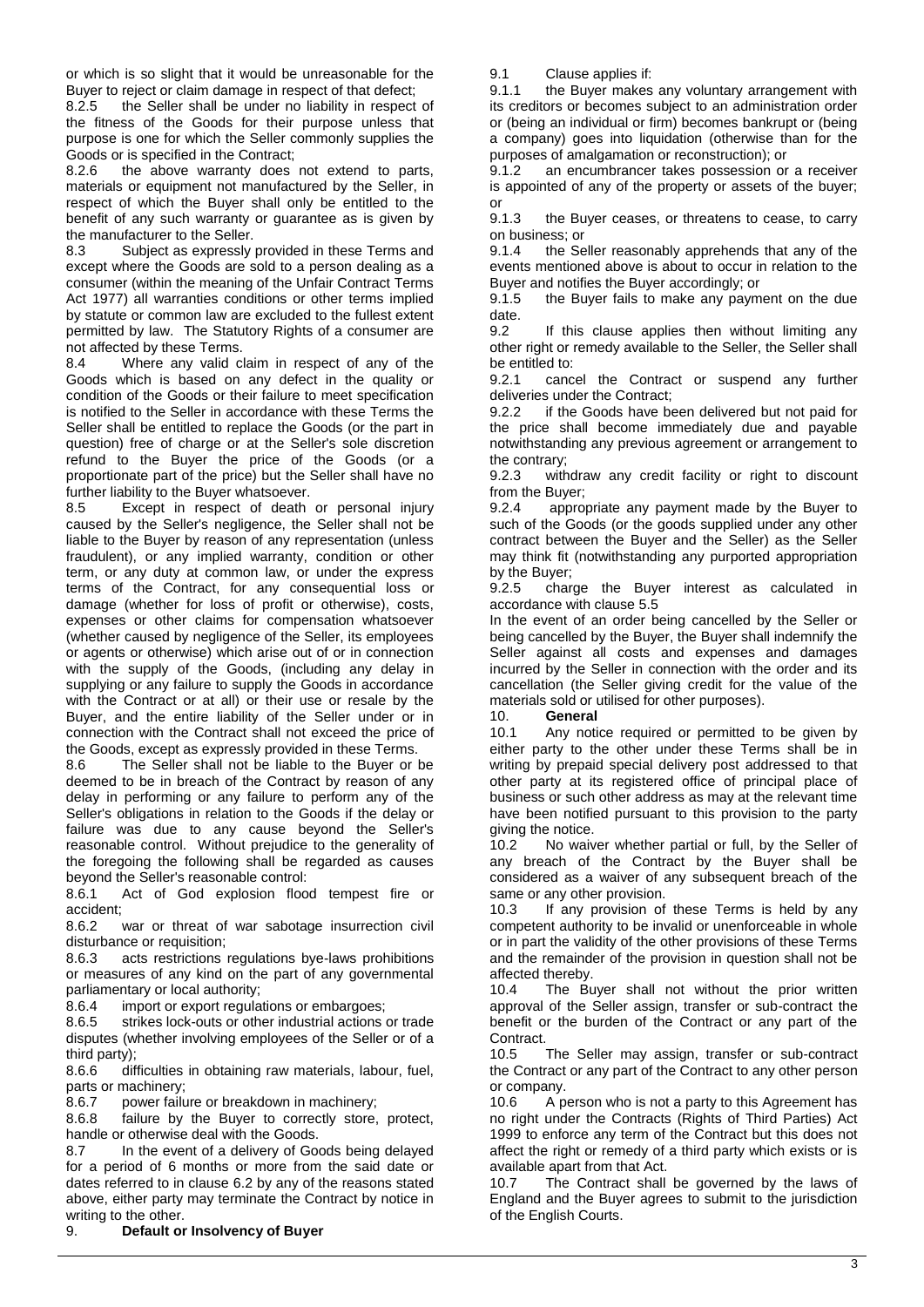or which is so slight that it would be unreasonable for the Buyer to reject or claim damage in respect of that defect;

8.2.5 the Seller shall be under no liability in respect of the fitness of the Goods for their purpose unless that purpose is one for which the Seller commonly supplies the Goods or is specified in the Contract;

8.2.6 the above warranty does not extend to parts, materials or equipment not manufactured by the Seller, in respect of which the Buyer shall only be entitled to the benefit of any such warranty or guarantee as is given by the manufacturer to the Seller.

8.3 Subject as expressly provided in these Terms and except where the Goods are sold to a person dealing as a consumer (within the meaning of the Unfair Contract Terms Act 1977) all warranties conditions or other terms implied by statute or common law are excluded to the fullest extent permitted by law. The Statutory Rights of a consumer are not affected by these Terms.

8.4 Where any valid claim in respect of any of the Goods which is based on any defect in the quality or condition of the Goods or their failure to meet specification is notified to the Seller in accordance with these Terms the Seller shall be entitled to replace the Goods (or the part in question) free of charge or at the Seller's sole discretion refund to the Buyer the price of the Goods (or a proportionate part of the price) but the Seller shall have no further liability to the Buyer whatsoever.

8.5 Except in respect of death or personal injury caused by the Seller's negligence, the Seller shall not be liable to the Buyer by reason of any representation (unless fraudulent), or any implied warranty, condition or other term, or any duty at common law, or under the express terms of the Contract, for any consequential loss or damage (whether for loss of profit or otherwise), costs, expenses or other claims for compensation whatsoever (whether caused by negligence of the Seller, its employees or agents or otherwise) which arise out of or in connection with the supply of the Goods, (including any delay in supplying or any failure to supply the Goods in accordance with the Contract or at all) or their use or resale by the Buyer, and the entire liability of the Seller under or in connection with the Contract shall not exceed the price of the Goods, except as expressly provided in these Terms.

8.6 The Seller shall not be liable to the Buyer or be deemed to be in breach of the Contract by reason of any delay in performing or any failure to perform any of the Seller's obligations in relation to the Goods if the delay or failure was due to any cause beyond the Seller's reasonable control. Without prejudice to the generality of the foregoing the following shall be regarded as causes beyond the Seller's reasonable control:

8.6.1 Act of God explosion flood tempest fire or accident;

8.6.2 war or threat of war sabotage insurrection civil disturbance or requisition;

8.6.3 acts restrictions regulations bye-laws prohibitions or measures of any kind on the part of any governmental parliamentary or local authority;

8.6.4 import or export regulations or embargoes;

8.6.5 strikes lock-outs or other industrial actions or trade disputes (whether involving employees of the Seller or of a third party);

8.6.6 difficulties in obtaining raw materials, labour, fuel, parts or machinery;

8.6.7 power failure or breakdown in machinery;

8.6.8 failure by the Buyer to correctly store, protect, handle or otherwise deal with the Goods.

8.7 In the event of a delivery of Goods being delayed for a period of 6 months or more from the said date or dates referred to in clause 6.2 by any of the reasons stated above, either party may terminate the Contract by notice in writing to the other.

9. **Default or Insolvency of Buyer**

9.1 Clause applies if:

9.1.1 the Buyer makes any voluntary arrangement with its creditors or becomes subject to an administration order or (being an individual or firm) becomes bankrupt or (being a company) goes into liquidation (otherwise than for the purposes of amalgamation or reconstruction); or

9.1.2 an encumbrancer takes possession or a receiver is appointed of any of the property or assets of the buyer; or

9.1.3 the Buyer ceases, or threatens to cease, to carry on business; or

9.1.4 the Seller reasonably apprehends that any of the events mentioned above is about to occur in relation to the Buyer and notifies the Buyer accordingly; or

9.1.5 the Buyer fails to make any payment on the due date.

9.2 If this clause applies then without limiting any other right or remedy available to the Seller, the Seller shall be entitled to:

9.2.1 cancel the Contract or suspend any further deliveries under the Contract;

9.2.2 if the Goods have been delivered but not paid for the price shall become immediately due and payable notwithstanding any previous agreement or arrangement to the contrary;

9.2.3 withdraw any credit facility or right to discount from the Buyer;

9.2.4 appropriate any payment made by the Buyer to such of the Goods (or the goods supplied under any other contract between the Buyer and the Seller) as the Seller may think fit (notwithstanding any purported appropriation by the Buyer;

9.2.5 charge the Buyer interest as calculated in accordance with clause 5.5

In the event of an order being cancelled by the Seller or being cancelled by the Buyer, the Buyer shall indemnify the Seller against all costs and expenses and damages incurred by the Seller in connection with the order and its cancellation (the Seller giving credit for the value of the materials sold or utilised for other purposes).

10. **General**

10.1 Any notice required or permitted to be given by either party to the other under these Terms shall be in writing by prepaid special delivery post addressed to that other party at its registered office of principal place of business or such other address as may at the relevant time have been notified pursuant to this provision to the party giving the notice.

10.2 No waiver whether partial or full, by the Seller of any breach of the Contract by the Buyer shall be considered as a waiver of any subsequent breach of the same or any other provision.

10.3 If any provision of these Terms is held by any competent authority to be invalid or unenforceable in whole or in part the validity of the other provisions of these Terms and the remainder of the provision in question shall not be affected thereby.

10.4 The Buyer shall not without the prior written approval of the Seller assign, transfer or sub-contract the benefit or the burden of the Contract or any part of the Contract.

10.5 The Seller may assign, transfer or sub-contract the Contract or any part of the Contract to any other person or company.

10.6 A person who is not a party to this Agreement has no right under the Contracts (Rights of Third Parties) Act 1999 to enforce any term of the Contract but this does not affect the right or remedy of a third party which exists or is available apart from that Act.

10.7 The Contract shall be governed by the laws of England and the Buyer agrees to submit to the jurisdiction of the English Courts.